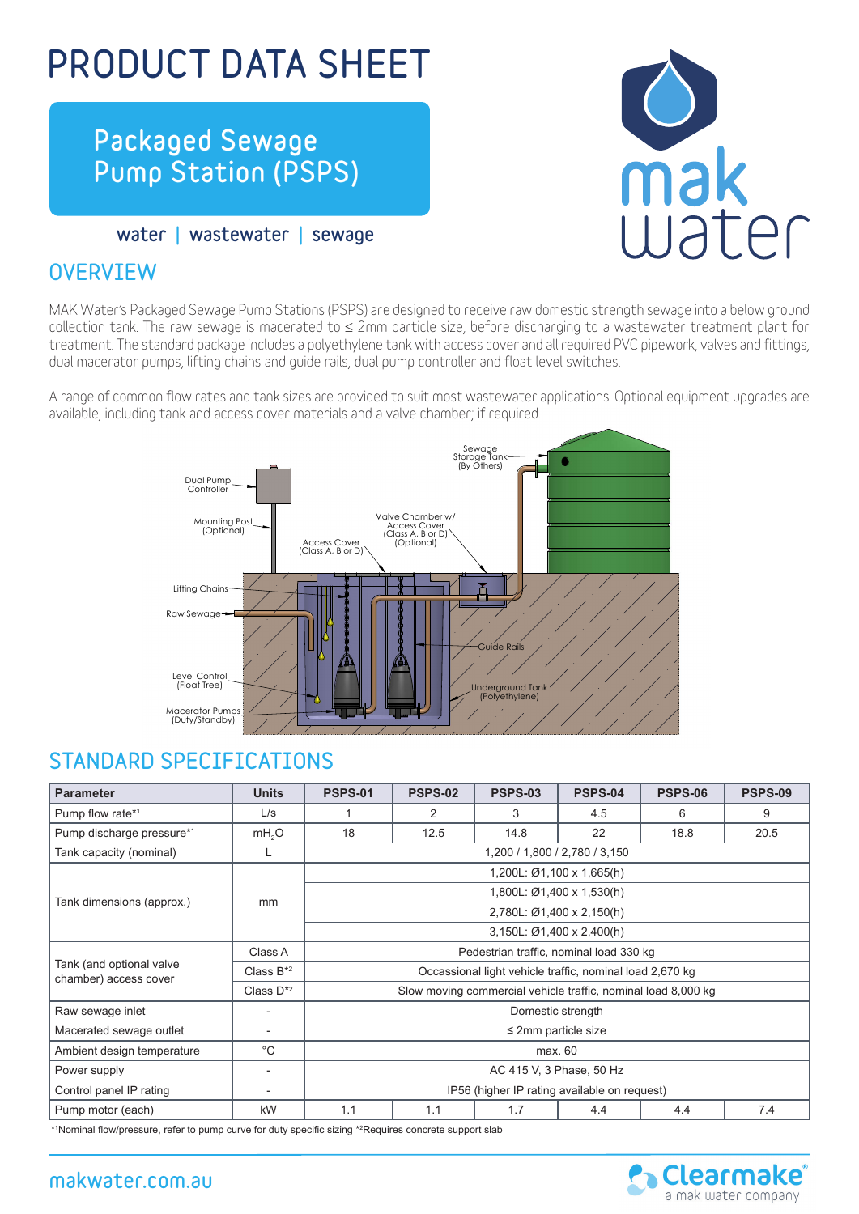# PRODUCT DATA SHEET

## Packaged Sewage Pump Station (PSPS)

water | wastewater | sewage

## OVERVIEW

MAK Water's Packaged Sewage Pump Stations (PSPS) are designed to receive raw domestic strength sewage into a below ground collection tank. The raw sewage is macerated to ≤ 2mm particle size, before discharging to a wastewater treatment plant for treatment. The standard package includes a polyethylene tank with access cover and all required PVC pipework, valves and fittings, dual macerator pumps, lifting chains and guide rails, dual pump controller and float level switches.

A range of common flow rates and tank sizes are provided to suit most wastewater applications. Optional equipment upgrades are available, including tank and access cover materials and a valve chamber; if required.

Dual Pump Controller
Mounting Post (Optional)
Access Cover (Class A, B or D)
Valve Chamber w/ Access Cover (Class A, B or D) (Optional)
Sewage Storage Tank (By Others)
Lifting Chains
Raw Sewage
Guide Rails
Level Control (Float Tree)
Underground Tank (Polyethylene)
Macerator Pumps (Duty/Standby)

## STANDARD SPECIFICATIONS

| Parameter | Units | PSPS-01 | PSPS-02 | PSPS-03 | PSPS-04 | PSPS-06 | PSPS-09 |
|---|---|---|---|---|---|---|---|
| Pump flow rate*1 | L/s | 1 | 2 | 3 | 4.5 | 6 | 9 |
| Pump discharge pressure*1 | $mH_2O$ | 18 | 12.5 | 14.8 | 22 | 18.8 | 20.5 |
| Tank capacity (nominal) | L | 1,200 / 1,800 / 2,780 / 3,150 | | | | | |
| Tank dimensions (approx.) | mm | 1,200L: Ø1,100 x 1,665(h) | | | | | |
| | | 1,800L: Ø1,400 x 1,530(h) | | | | | |
| | | 2,780L: Ø1,400 x 2,150(h) | | | | | |
| | | 3,150L: Ø1,400 x 2,400(h) | | | | | |
| Tank (and optional valve chamber) access cover | Class A | Pedestrian traffic, nominal load 330 kg | | | | | |
| | Class B*2 | Occassional light vehicle traffic, nominal load 2,670 kg | | | | | |
| | Class D*2 | Slow moving commercial vehicle traffic, nominal load 8,000 kg | | | | | |
| Raw sewage inlet | - | Domestic strength | | | | | |
| Macerated sewage outlet | - | ≤ 2mm particle size | | | | | |
| Ambient design temperature | °C | max. 60 | | | | | |
| Power supply | - | AC 415 V, 3 Phase, 50 Hz | | | | | |
| Control panel IP rating | - | IP56 (higher IP rating available on request) | | | | | |
| Pump motor (each) | kW | 1.1 | 1.1 | 1.7 | 4.4 | 4.4 | 7.4 |

*1Nominal flow/pressure, refer to pump curve for duty specific sizing *2Requires concrete support slab

makwater.com.au

Clearmake® a mak water company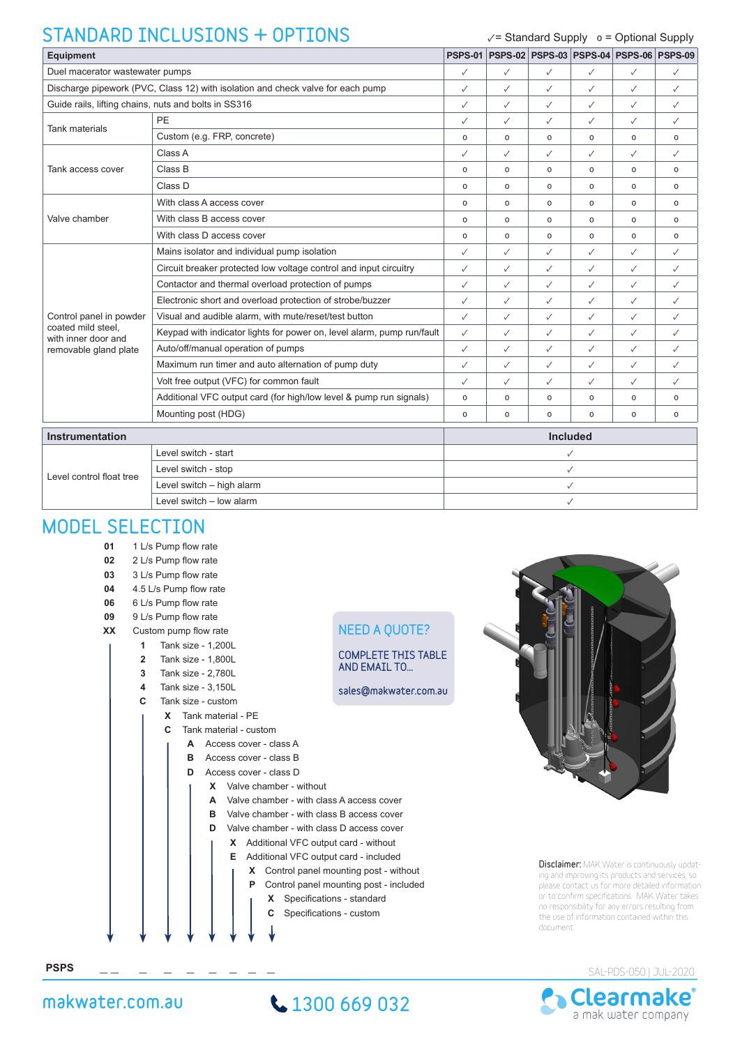# STANDARD INCLUSIONS + OPTIONS

✓= Standard Supply o = Optional Supply

| Equipment | | PSPS-01 | PSPS-02 | PSPS-03 | PSPS-04 | PSPS-06 | PSPS-09 |
|---|---|---|---|---|---|---|---|
| Duel macerator wastewater pumps | | ✓ | ✓ | ✓ | ✓ | ✓ | ✓ |
| Discharge pipework (PVC, Class 12) with isolation and check valve for each pump | | ✓ | ✓ | ✓ | ✓ | ✓ | ✓ |
| Guide rails, lifting chains, nuts and bolts in SS316 | | ✓ | ✓ | ✓ | ✓ | ✓ | ✓ |
| Tank materials | PE | ✓ | ✓ | ✓ | ✓ | ✓ | ✓ |
| | Custom (e.g. FRP, concrete) | o | o | o | o | o | o |
| Tank access cover | Class A | ✓ | ✓ | ✓ | ✓ | ✓ | ✓ |
| | Class B | o | o | o | o | o | o |
| | Class D | o | o | o | o | o | o |
| Valve chamber | With class A access cover | o | o | o | o | o | o |
| | With class B access cover | o | o | o | o | o | o |
| | With class D access cover | o | o | o | o | o | o |
| Control panel in powder coated mild steel, with inner door and removable gland plate | Mains isolator and individual pump isolation | ✓ | ✓ | ✓ | ✓ | ✓ | ✓ |
| | Circuit breaker protected low voltage control and input circuitry | ✓ | ✓ | ✓ | ✓ | ✓ | ✓ |
| | Contactor and thermal overload protection of pumps | ✓ | ✓ | ✓ | ✓ | ✓ | ✓ |
| | Electronic short and overload protection of strobe/buzzer | ✓ | ✓ | ✓ | ✓ | ✓ | ✓ |
| | Visual and audible alarm, with mute/reset/test button | ✓ | ✓ | ✓ | ✓ | ✓ | ✓ |
| | Keypad with indicator lights for power on, level alarm, pump run/fault | ✓ | ✓ | ✓ | ✓ | ✓ | ✓ |
| | Auto/off/manual operation of pumps | ✓ | ✓ | ✓ | ✓ | ✓ | ✓ |
| | Maximum run timer and auto alternation of pump duty | ✓ | ✓ | ✓ | ✓ | ✓ | ✓ |
| | Volt free output (VFC) for common fault | ✓ | ✓ | ✓ | ✓ | ✓ | ✓ |
| | Additional VFC output card (for high/low level & pump run signals) | o | o | o | o | o | o |
| | Mounting post (HDG) | o | o | o | o | o | o |

| Instrumentation | | Included |
|---|---|---|
| Level control float tree | Level switch - start | ✓ |
| | Level switch - stop | ✓ |
| | Level switch – high alarm | ✓ |
| | Level switch – low alarm | ✓ |

# MODEL SELECTION

- **01** 1 L/s Pump flow rate
- **02** 2 L/s Pump flow rate
- **03** 3 L/s Pump flow rate
- **04** 4.5 L/s Pump flow rate
- **06** 6 L/s Pump flow rate
- **09** 9 L/s Pump flow rate
- **XX** Custom pump flow rate
  - **1** Tank size - 1,200L
  - **2** Tank size - 1,800L
  - **3** Tank size - 2,780L
  - **4** Tank size - 3,150L
  - **C** Tank size - custom
    - **X** Tank material - PE
    - **C** Tank material - custom
      - **A** Access cover - class A
      - **B** Access cover - class B
      - **D** Access cover - class D
        - **X** Valve chamber - without
        - **A** Valve chamber - with class A access cover
        - **B** Valve chamber - with class B access cover
        - **D** Valve chamber - with class D access cover
          - **X** Additional VFC output card - without
          - **E** Additional VFC output card - included
            - **X** Control panel mounting post - without
            - **P** Control panel mounting post - included
              - **X** Specifications - standard
              - **C** Specifications - custom

**PSPS** __ _ _ _ _ _ _ _ _

## NEED A QUOTE?

COMPLETE THIS TABLE AND EMAIL TO...

sales@makwater.com.au

**Disclaimer:** MAK Water is continuously updating and improving its products and services, so please contact us for more detailed information or to confirm specifications. MAK Water takes no responsibility for any errors resulting from the use of information contained within this document.

SAL-PDS-050 | JUL-2020

makwater.com.au 1300 669 032

Clearmake® a mak water company